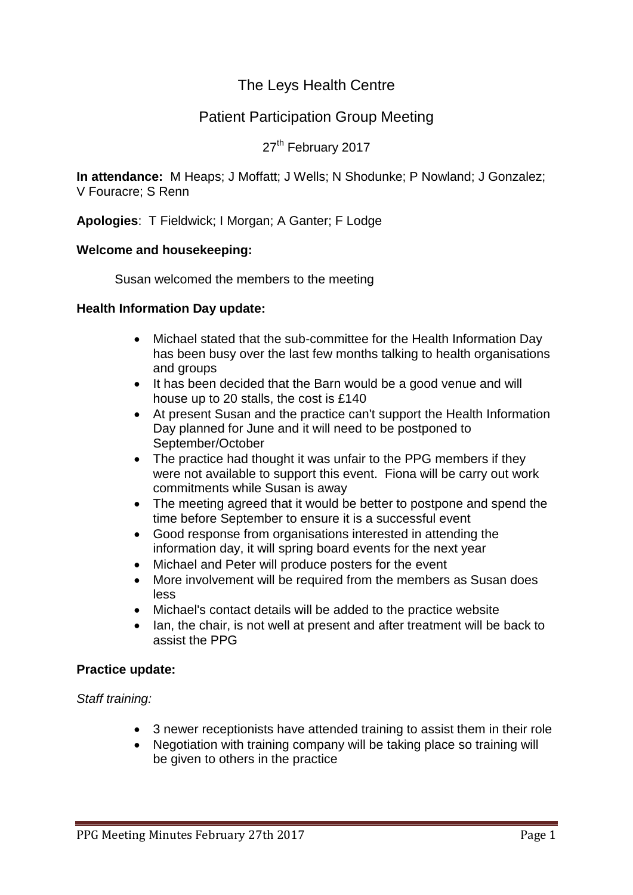# The Leys Health Centre

## Patient Participation Group Meeting

27th February 2017

**In attendance:** M Heaps; J Moffatt; J Wells; N Shodunke; P Nowland; J Gonzalez; V Fouracre; S Renn

**Apologies**: T Fieldwick; I Morgan; A Ganter; F Lodge

**Welcome and housekeeping:**

Susan welcomed the members to the meeting

**Health Information Day update:**

- Michael stated that the sub-committee for the Health Information Day has been busy over the last few months talking to health organisations and groups
- It has been decided that the Barn would be a good venue and will house up to 20 stalls, the cost is £140
- At present Susan and the practice can't support the Health Information Day planned for June and it will need to be postponed to September/October
- The practice had thought it was unfair to the PPG members if they were not available to support this event. Fiona will be carry out work commitments while Susan is away
- The meeting agreed that it would be better to postpone and spend the time before September to ensure it is a successful event
- Good response from organisations interested in attending the information day, it will spring board events for the next year
- Michael and Peter will produce posters for the event
- More involvement will be required from the members as Susan does less
- Michael's contact details will be added to the practice website
- Ian, the chair, is not well at present and after treatment will be back to assist the PPG

**Practice update:**

*Staff training:*

- 3 newer receptionists have attended training to assist them in their role
- Negotiation with training company will be taking place so training will be given to others in the practice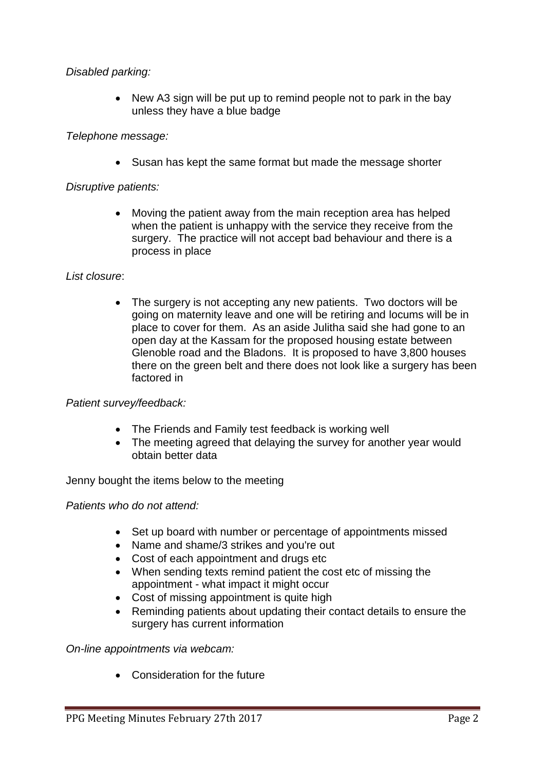*Disabled parking:*

- New A3 sign will be put up to remind people not to park in the bay unless they have a blue badge

*Telephone message:*

- Susan has kept the same format but made the message shorter

*Disruptive patients:*

- Moving the patient away from the main reception area has helped when the patient is unhappy with the service they receive from the surgery. The practice will not accept bad behaviour and there is a process in place

*List closure*:

- The surgery is not accepting any new patients. Two doctors will be going on maternity leave and one will be retiring and locums will be in place to cover for them. As an aside Julitha said she had gone to an open day at the Kassam for the proposed housing estate between Glenoble road and the Bladons. It is proposed to have 3,800 houses there on the green belt and there does not look like a surgery has been factored in

*Patient survey/feedback:*

- The Friends and Family test feedback is working well
- The meeting agreed that delaying the survey for another year would obtain better data

Jenny bought the items below to the meeting

*Patients who do not attend:*

- Set up board with number or percentage of appointments missed
- Name and shame/3 strikes and you're out
- Cost of each appointment and drugs etc
- When sending texts remind patient the cost etc of missing the appointment - what impact it might occur
- Cost of missing appointment is quite high
- Reminding patients about updating their contact details to ensure the surgery has current information

*On-line appointments via webcam:*

- Consideration for the future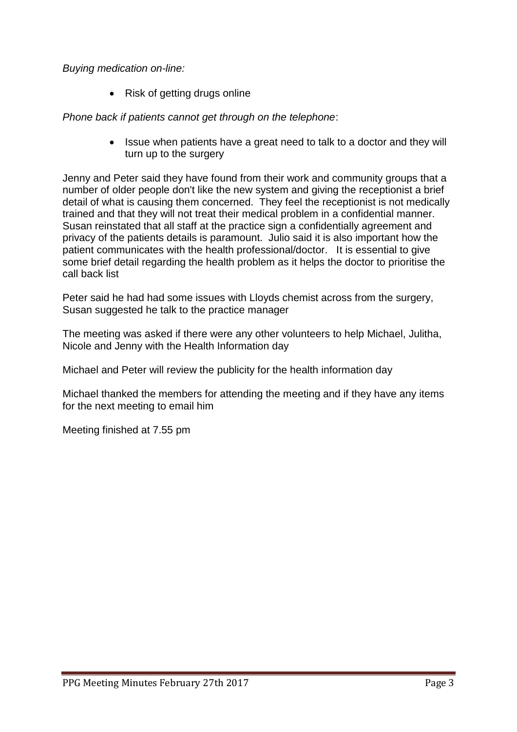*Buying medication on-line:*

- Risk of getting drugs online

*Phone back if patients cannot get through on the telephone*:

- Issue when patients have a great need to talk to a doctor and they will turn up to the surgery

Jenny and Peter said they have found from their work and community groups that a number of older people don't like the new system and giving the receptionist a brief detail of what is causing them concerned. They feel the receptionist is not medically trained and that they will not treat their medical problem in a confidential manner. Susan reinstated that all staff at the practice sign a confidentially agreement and privacy of the patients details is paramount. Julio said it is also important how the patient communicates with the health professional/doctor. It is essential to give some brief detail regarding the health problem as it helps the doctor to prioritise the call back list

Peter said he had had some issues with Lloyds chemist across from the surgery, Susan suggested he talk to the practice manager

The meeting was asked if there were any other volunteers to help Michael, Julitha, Nicole and Jenny with the Health Information day

Michael and Peter will review the publicity for the health information day

Michael thanked the members for attending the meeting and if they have any items for the next meeting to email him

Meeting finished at 7.55 pm